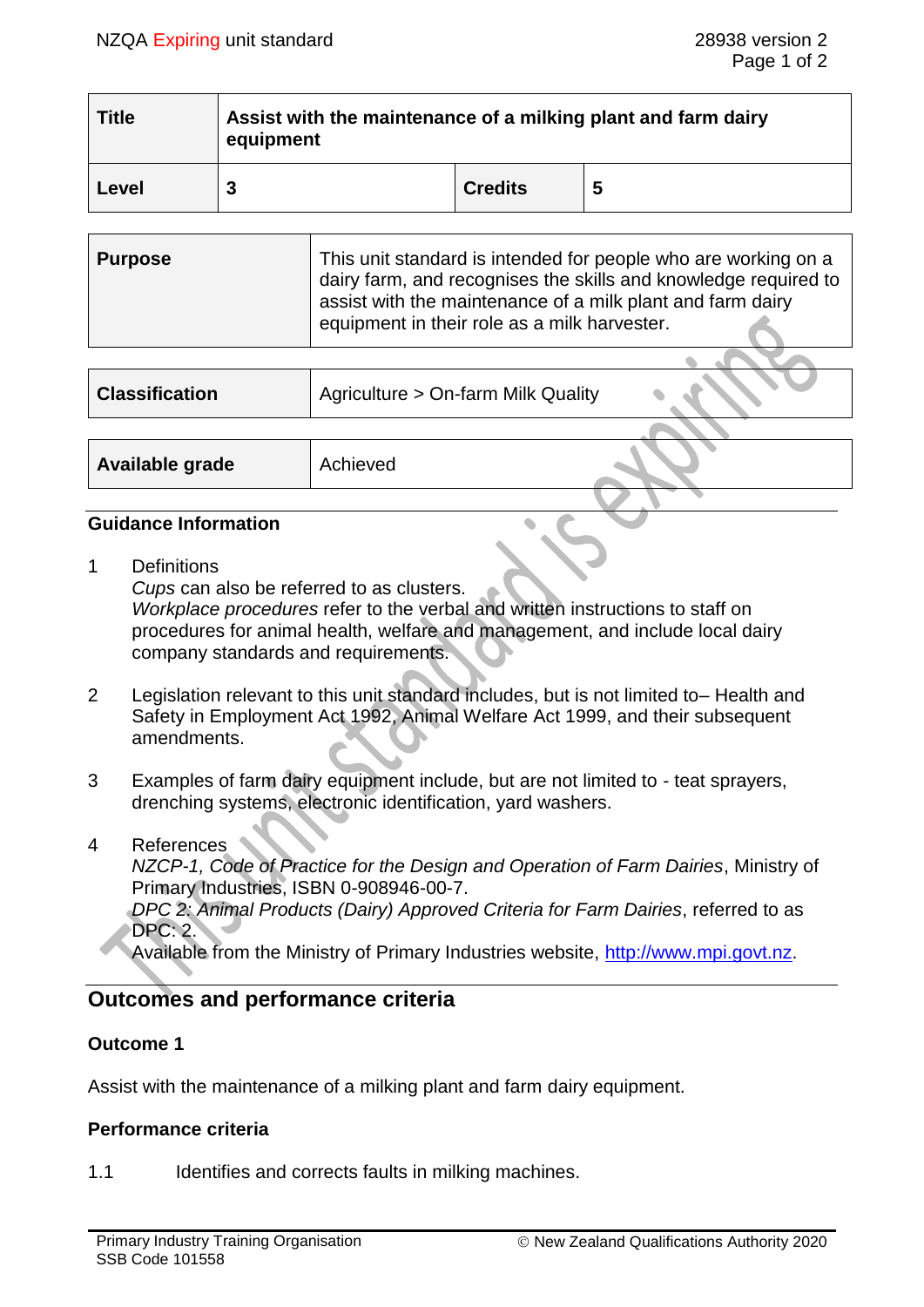| **Title** | **Assist with the maintenance of a milking plant and farm dairy equipment** | | |
| --- | --- | --- | --- |
| **Level** | **3** | **Credits** | **5** |

| **Purpose** | This unit standard is intended for people who are working on a dairy farm, and recognises the skills and knowledge required to assist with the maintenance of a milk plant and farm dairy equipment in their role as a milk harvester. |
| --- | --- |

| **Classification** | Agriculture > On-farm Milk Quality |
| --- | --- |

| **Available grade** | Achieved |
| --- | --- |

### Guidance Information

1. Definitions
   *Cups* can also be referred to as clusters.
   *Workplace procedures* refer to the verbal and written instructions to staff on procedures for animal health, welfare and management, and include local dairy company standards and requirements.

2. Legislation relevant to this unit standard includes, but is not limited to– Health and Safety in Employment Act 1992, Animal Welfare Act 1999, and their subsequent amendments.

3. Examples of farm dairy equipment include, but are not limited to - teat sprayers, drenching systems, electronic identification, yard washers.

4. References
   *NZCP-1, Code of Practice for the Design and Operation of Farm Dairies*, Ministry of Primary Industries, ISBN 0-908946-00-7.
   *DPC 2: Animal Products (Dairy) Approved Criteria for Farm Dairies*, referred to as DPC: 2.
   Available from the Ministry of Primary Industries website, http://www.mpi.govt.nz.

## Outcomes and performance criteria

### Outcome 1

Assist with the maintenance of a milking plant and farm dairy equipment.

### Performance criteria

1.1 Identifies and corrects faults in milking machines.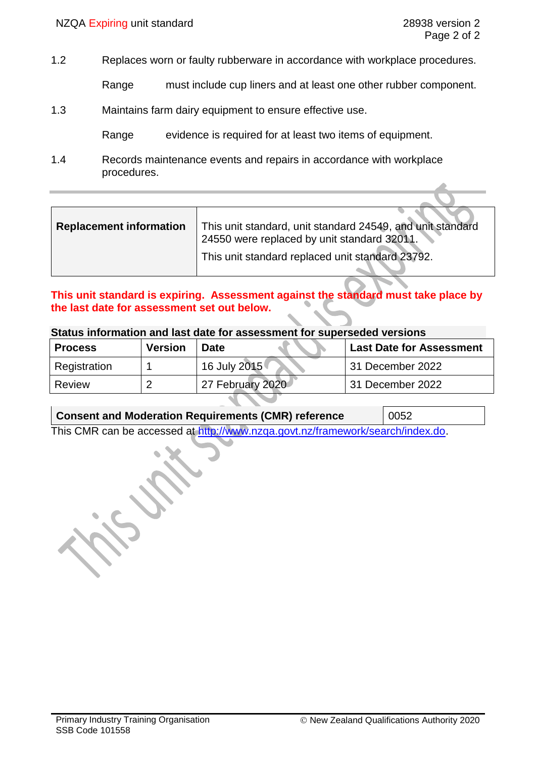1.2 Replaces worn or faulty rubberware in accordance with workplace procedures.

Range must include cup liners and at least one other rubber component.

1.3 Maintains farm dairy equipment to ensure effective use.

Range evidence is required for at least two items of equipment.

1.4 Records maintenance events and repairs in accordance with workplace procedures.

---

| | |
|---|---|
| **Replacement information** | This unit standard, unit standard 24549, and unit standard 24550 were replaced by unit standard 32011. This unit standard replaced unit standard 23792. |

**This unit standard is expiring. Assessment against the standard must take place by the last date for assessment set out below.**

**Status information and last date for assessment for superseded versions**

| Process | Version | Date | Last Date for Assessment |
|---|---|---|---|
| Registration | 1 | 16 July 2015 | 31 December 2022 |
| Review | 2 | 27 February 2020 | 31 December 2022 |

| | |
|---|---|
| **Consent and Moderation Requirements (CMR) reference** | 0052 |

This CMR can be accessed at http://www.nzqa.govt.nz/framework/search/index.do.